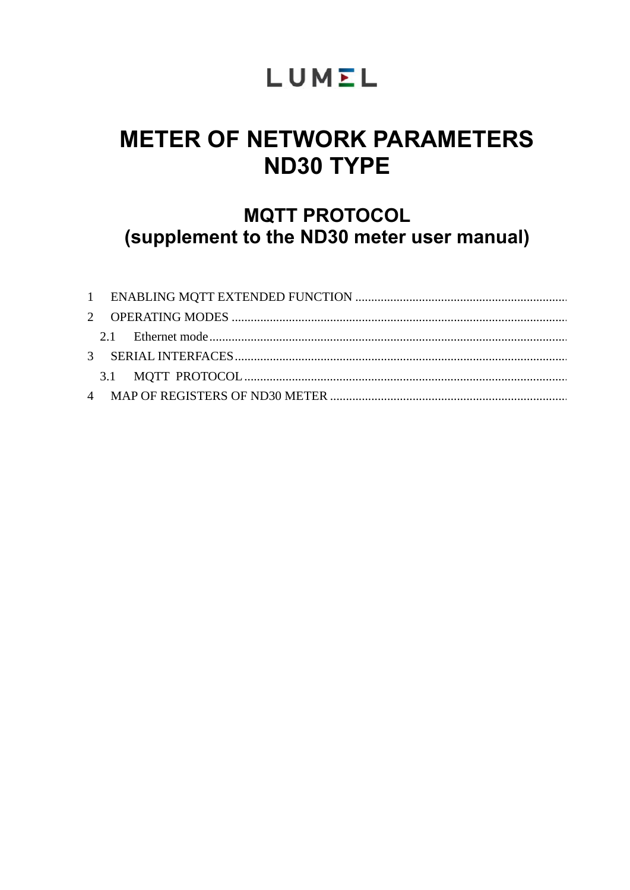LUMEL

# METER OF NETWORK PARAMETERS ND30 TYPE

## MQTT PROTOCOL (supplement to the ND30 meter user manual)

1 ENABLING MQTT EXTENDED FUNCTION

2 OPERATING MODES

- 2.1 Ethernet mode

3 SERIAL INTERFACES

- 3.1 MQTT PROTOCOL

4 MAP OF REGISTERS OF ND30 METER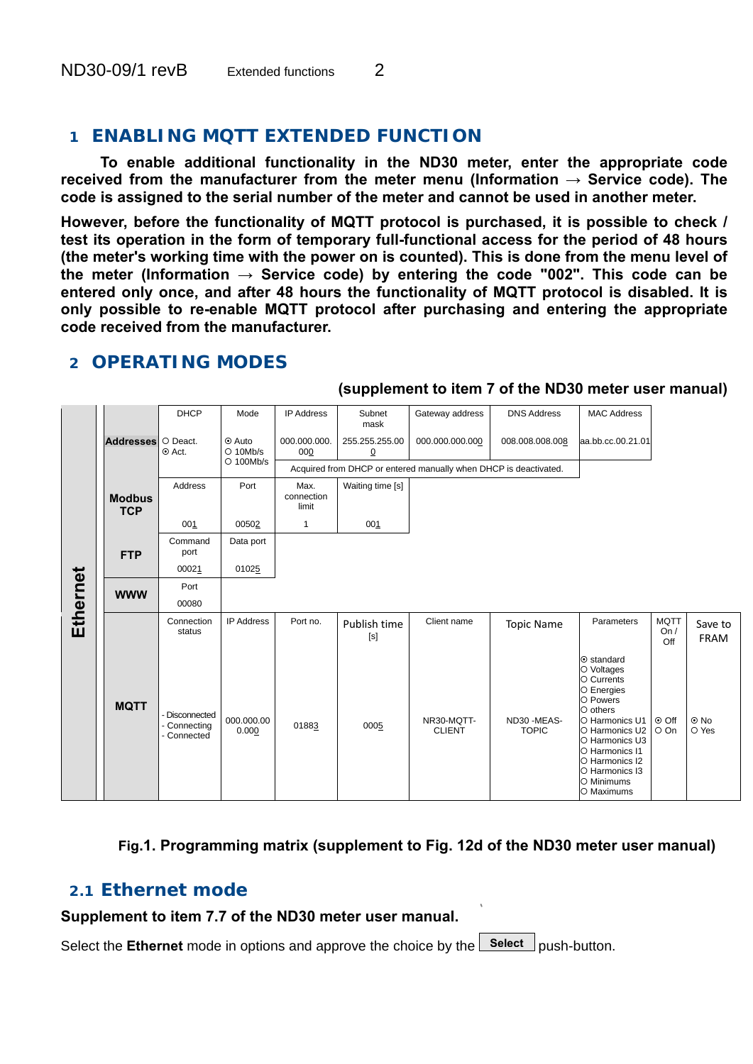# 1 ENABLING MQTT EXTENDED FUNCTION

**To enable additional functionality in the ND30 meter, enter the appropriate code received from the manufacturer from the meter menu (Information → Service code). The code is assigned to the serial number of the meter and cannot be used in another meter.**

**However, before the functionality of MQTT protocol is purchased, it is possible to check / test its operation in the form of temporary full-functional access for the period of 48 hours (the meter's working time with the power on is counted). This is done from the menu level of the meter (Information → Service code) by entering the code "002". This code can be entered only once, and after 48 hours the functionality of MQTT protocol is disabled. It is only possible to re-enable MQTT protocol after purchasing and entering the appropriate code received from the manufacturer.**

# 2 OPERATING MODES

**(supplement to item 7 of the ND30 meter user manual)**

| | | | | | | | | | | |
|---|---|---|---|---|---|---|---|---|---|---|
| Ethernet | | DHCP | Mode | IP Address | Subnet mask | Gateway address | DNS Address | MAC Address | | |
| | **Addresses** | ○ Deact. ⦿ Act. | ⦿ Auto ○ 10Mb/s ○ 100Mb/s | 000.000.000.000 | 255.255.255.000 | 000.000.000.000 | 008.008.008.008 | aa.bb.cc.00.21.01 | | |
| | | | | Acquired from DHCP or entered manually when DHCP is deactivated. | | | | | | |
| | **Modbus TCP** | Address | Port | Max. connection limit | Waiting time [s] | | | | | |
| | | 001 | 00502 | 1 | 001 | | | | | |
| | **FTP** | Command port | Data port | | | | | | | |
| | | 00021 | 01025 | | | | | | | |
| | **WWW** | Port | | | | | | | | |
| | | 00080 | | | | | | | | |
| | **MQTT** | Connection status | IP Address | Port no. | Publish time [s] | Client name | Topic Name | Parameters | MQTT On / Off | Save to FRAM |
| | | - Disconnected - Connecting - Connected | 000.000.000.000 | 01883 | 0005 | NR30-MQTT-CLIENT | ND30 -MEAS-TOPIC | ⦿ standard ○ Voltages ○ Currents ○ Energies ○ Powers ○ others ○ Harmonics U1 ○ Harmonics U2 ○ Harmonics U3 ○ Harmonics I1 ○ Harmonics I2 ○ Harmonics I3 ○ Minimums ○ Maximums | ⦿ Off ○ On | ⦿ No ○ Yes |

**Fig.1. Programming matrix (supplement to Fig. 12d of the ND30 meter user manual)**

## 2.1 Ethernet mode

**Supplement to item 7.7 of the ND30 meter user manual.**

Select the **Ethernet** mode in options and approve the choice by the **Select** push-button.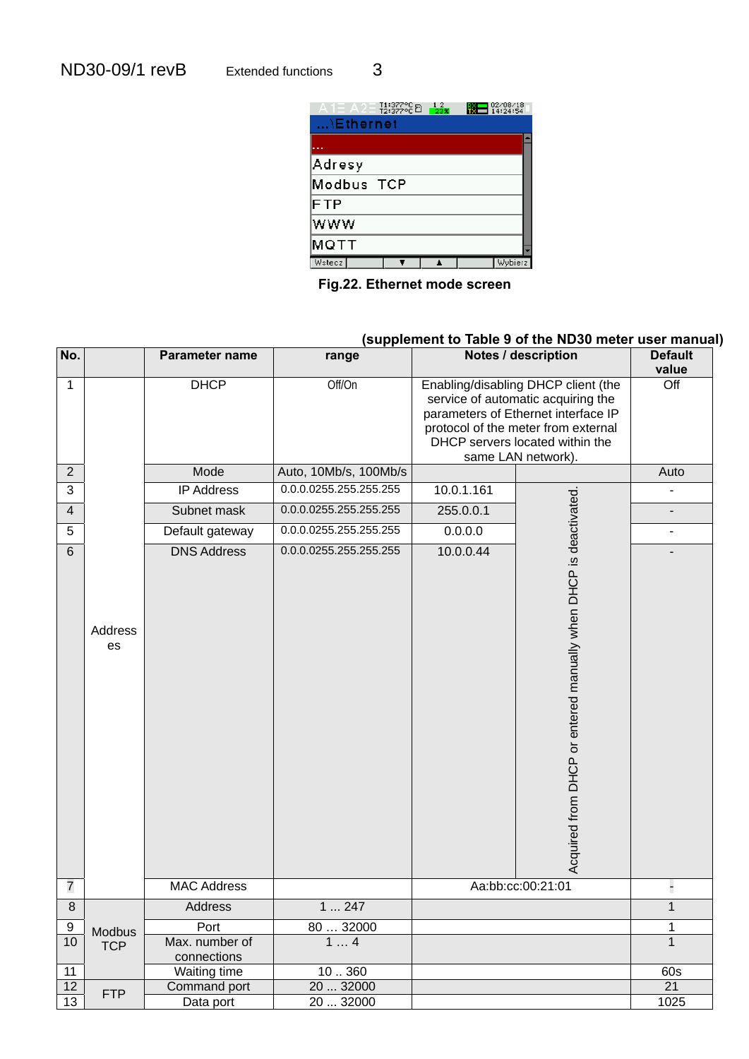Fig.22. Ethernet mode screen

**(supplement to Table 9 of the ND30 meter user manual)**

| No. | | Parameter name | range | Notes / description | | Default value |
|---|---|---|---|---|---|---|
| 1 | Addresses | DHCP | Off/On | Enabling/disabling DHCP client (the service of automatic acquiring the parameters of Ethernet interface IP protocol of the meter from external DHCP servers located within the same LAN network). | | Off |
| 2 | | Mode | Auto, 10Mb/s, 100Mb/s | | | Auto |
| 3 | | IP Address | 0.0.0.0255.255.255.255 | 10.0.1.161 | Acquired from DHCP or entered manually when DHCP is deactivated. | - |
| 4 | | Subnet mask | 0.0.0.0255.255.255.255 | 255.0.0.1 | | - |
| 5 | | Default gateway | 0.0.0.0255.255.255.255 | 0.0.0.0 | | - |
| 6 | | DNS Address | 0.0.0.0255.255.255.255 | 10.0.0.44 | | - |
| 7 | | MAC Address | | Aa:bb:cc:00:21:01 | | - |
| 8 | Modbus TCP | Address | 1 ... 247 | | | 1 |
| 9 | | Port | 80 … 32000 | | | 1 |
| 10 | | Max. number of connections | 1 … 4 | | | 1 |
| 11 | | Waiting time | 10 .. 360 | | | 60s |
| 12 | FTP | Command port | 20 ... 32000 | | | 21 |
| 13 | | Data port | 20 ... 32000 | | | 1025 |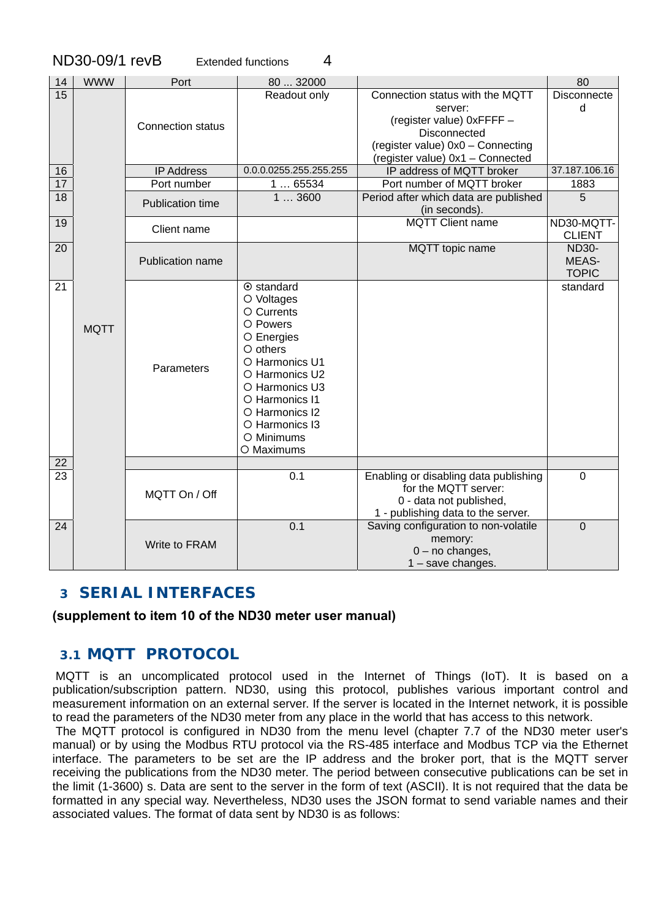| 14 | WWW | Port | 80 ... 32000 | | 80 |
|---|---|---|---|---|---|
| 15 | MQTT | Connection status | Readout only | Connection status with the MQTT server: (register value) 0xFFFF – Disconnected (register value) 0x0 – Connecting (register value) 0x1 – Connected | Disconnected |
| 16 | | IP Address | 0.0.0.0255.255.255.255 | IP address of MQTT broker | 37.187.106.16 |
| 17 | | Port number | 1 … 65534 | Port number of MQTT broker | 1883 |
| 18 | | Publication time | 1 … 3600 | Period after which data are published (in seconds). | 5 |
| 19 | | Client name | | MQTT Client name | ND30-MQTT-CLIENT |
| 20 | | Publication name | | MQTT topic name | ND30-MEAS-TOPIC |
| 21 | | Parameters | ⦿ standard<br>○ Voltages<br>○ Currents<br>○ Powers<br>○ Energies<br>○ others<br>○ Harmonics U1<br>○ Harmonics U2<br>○ Harmonics U3<br>○ Harmonics I1<br>○ Harmonics I2<br>○ Harmonics I3<br>○ Minimums<br>○ Maximums | | standard |
| 22 | | | | | |
| 23 | | MQTT On / Off | 0.1 | Enabling or disabling data publishing for the MQTT server: 0 - data not published, 1 - publishing data to the server. | 0 |
| 24 | | Write to FRAM | 0.1 | Saving configuration to non-volatile memory: 0 – no changes, 1 – save changes. | 0 |

# 3 SERIAL INTERFACES

**(supplement to item 10 of the ND30 meter user manual)**

## 3.1 MQTT PROTOCOL

MQTT is an uncomplicated protocol used in the Internet of Things (IoT). It is based on a publication/subscription pattern. ND30, using this protocol, publishes various important control and measurement information on an external server. If the server is located in the Internet network, it is possible to read the parameters of the ND30 meter from any place in the world that has access to this network.

The MQTT protocol is configured in ND30 from the menu level (chapter 7.7 of the ND30 meter user's manual) or by using the Modbus RTU protocol via the RS-485 interface and Modbus TCP via the Ethernet interface. The parameters to be set are the IP address and the broker port, that is the MQTT server receiving the publications from the ND30 meter. The period between consecutive publications can be set in the limit (1-3600) s. Data are sent to the server in the form of text (ASCII). It is not required that the data be formatted in any special way. Nevertheless, ND30 uses the JSON format to send variable names and their associated values. The format of data sent by ND30 is as follows: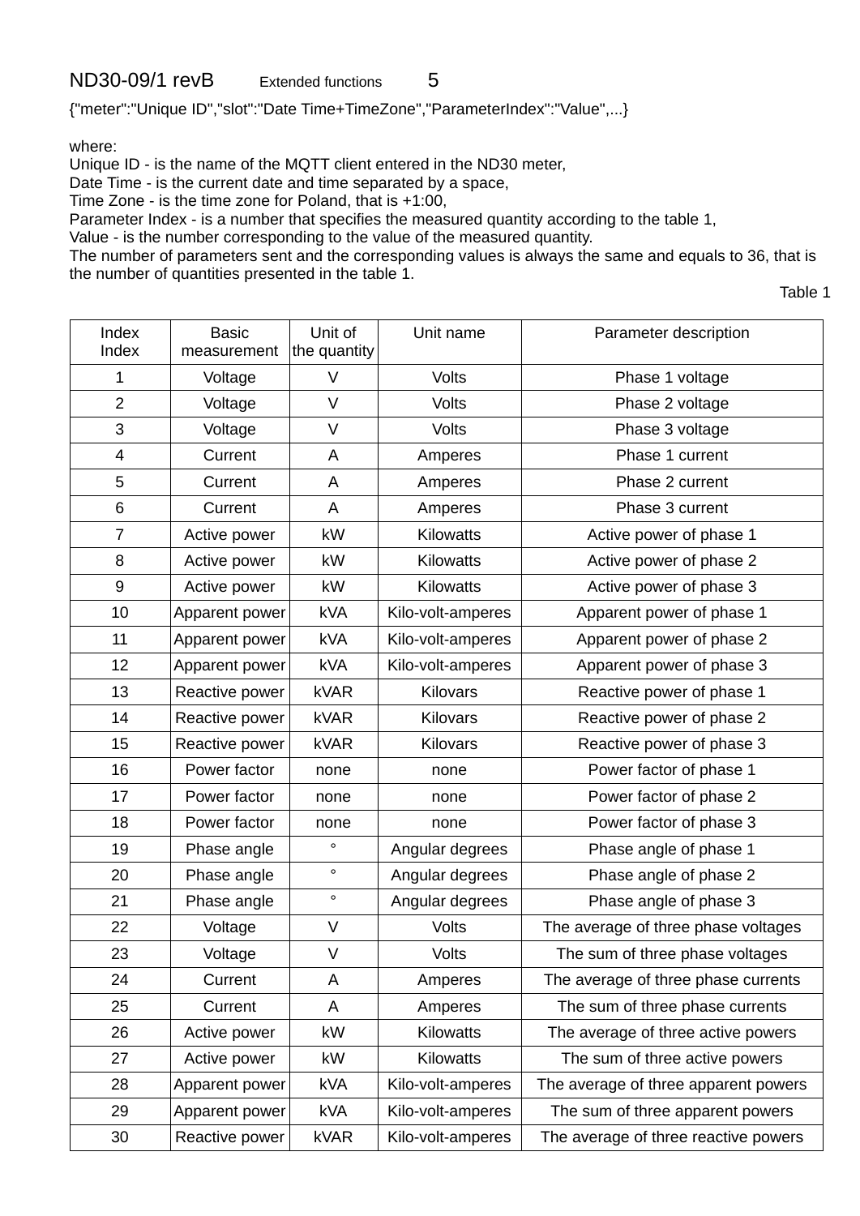{"meter":"Unique ID","slot":"Date Time+TimeZone","ParameterIndex":"Value",...}

where:
Unique ID - is the name of the MQTT client entered in the ND30 meter,
Date Time - is the current date and time separated by a space,
Time Zone - is the time zone for Poland, that is +1:00,
Parameter Index - is a number that specifies the measured quantity according to the table 1,
Value - is the number corresponding to the value of the measured quantity.
The number of parameters sent and the corresponding values is always the same and equals to 36, that is the number of quantities presented in the table 1.

Table 1

| Index Index | Basic measurement | Unit of the quantity | Unit name | Parameter description |
|---|---|---|---|---|
| 1 | Voltage | V | Volts | Phase 1 voltage |
| 2 | Voltage | V | Volts | Phase 2 voltage |
| 3 | Voltage | V | Volts | Phase 3 voltage |
| 4 | Current | A | Amperes | Phase 1 current |
| 5 | Current | A | Amperes | Phase 2 current |
| 6 | Current | A | Amperes | Phase 3 current |
| 7 | Active power | kW | Kilowatts | Active power of phase 1 |
| 8 | Active power | kW | Kilowatts | Active power of phase 2 |
| 9 | Active power | kW | Kilowatts | Active power of phase 3 |
| 10 | Apparent power | kVA | Kilo-volt-amperes | Apparent power of phase 1 |
| 11 | Apparent power | kVA | Kilo-volt-amperes | Apparent power of phase 2 |
| 12 | Apparent power | kVA | Kilo-volt-amperes | Apparent power of phase 3 |
| 13 | Reactive power | kVAR | Kilovars | Reactive power of phase 1 |
| 14 | Reactive power | kVAR | Kilovars | Reactive power of phase 2 |
| 15 | Reactive power | kVAR | Kilovars | Reactive power of phase 3 |
| 16 | Power factor | none | none | Power factor of phase 1 |
| 17 | Power factor | none | none | Power factor of phase 2 |
| 18 | Power factor | none | none | Power factor of phase 3 |
| 19 | Phase angle | ° | Angular degrees | Phase angle of phase 1 |
| 20 | Phase angle | ° | Angular degrees | Phase angle of phase 2 |
| 21 | Phase angle | ° | Angular degrees | Phase angle of phase 3 |
| 22 | Voltage | V | Volts | The average of three phase voltages |
| 23 | Voltage | V | Volts | The sum of three phase voltages |
| 24 | Current | A | Amperes | The average of three phase currents |
| 25 | Current | A | Amperes | The sum of three phase currents |
| 26 | Active power | kW | Kilowatts | The average of three active powers |
| 27 | Active power | kW | Kilowatts | The sum of three active powers |
| 28 | Apparent power | kVA | Kilo-volt-amperes | The average of three apparent powers |
| 29 | Apparent power | kVA | Kilo-volt-amperes | The sum of three apparent powers |
| 30 | Reactive power | kVAR | Kilo-volt-amperes | The average of three reactive powers |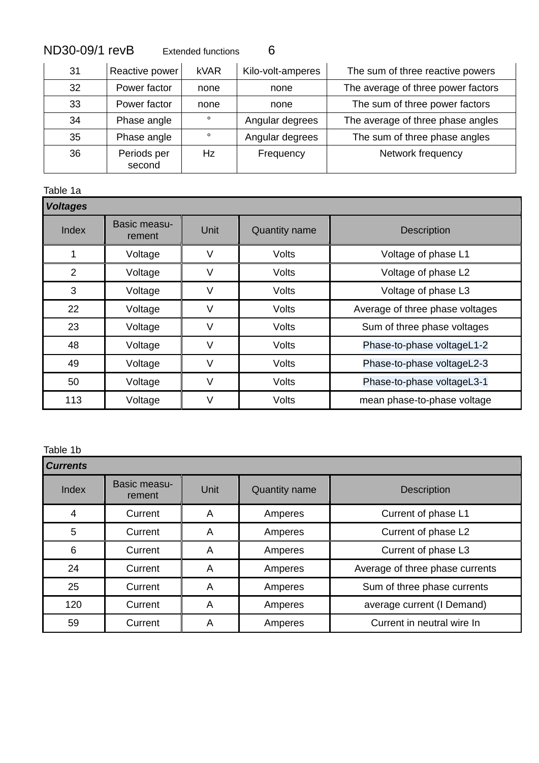| 31 | Reactive power | kVAR | Kilo-volt-amperes | The sum of three reactive powers |
|---|---|---|---|---|
| 32 | Power factor | none | none | The average of three power factors |
| 33 | Power factor | none | none | The sum of three power factors |
| 34 | Phase angle | ° | Angular degrees | The average of three phase angles |
| 35 | Phase angle | ° | Angular degrees | The sum of three phase angles |
| 36 | Periods per second | Hz | Frequency | Network frequency |

Table 1a

| ***Voltages*** | | | | |
|---|---|---|---|---|
| Index | Basic measu-rement | Unit | Quantity name | Description |
| 1 | Voltage | V | Volts | Voltage of phase L1 |
| 2 | Voltage | V | Volts | Voltage of phase L2 |
| 3 | Voltage | V | Volts | Voltage of phase L3 |
| 22 | Voltage | V | Volts | Average of three phase voltages |
| 23 | Voltage | V | Volts | Sum of three phase voltages |
| 48 | Voltage | V | Volts | Phase-to-phase voltageL1-2 |
| 49 | Voltage | V | Volts | Phase-to-phase voltageL2-3 |
| 50 | Voltage | V | Volts | Phase-to-phase voltageL3-1 |
| 113 | Voltage | V | Volts | mean phase-to-phase voltage |

Table 1b

| ***Currents*** | | | | |
|---|---|---|---|---|
| Index | Basic measu-rement | Unit | Quantity name | Description |
| 4 | Current | A | Amperes | Current of phase L1 |
| 5 | Current | A | Amperes | Current of phase L2 |
| 6 | Current | A | Amperes | Current of phase L3 |
| 24 | Current | A | Amperes | Average of three phase currents |
| 25 | Current | A | Amperes | Sum of three phase currents |
| 120 | Current | A | Amperes | average current (I Demand) |
| 59 | Current | A | Amperes | Current in neutral wire In |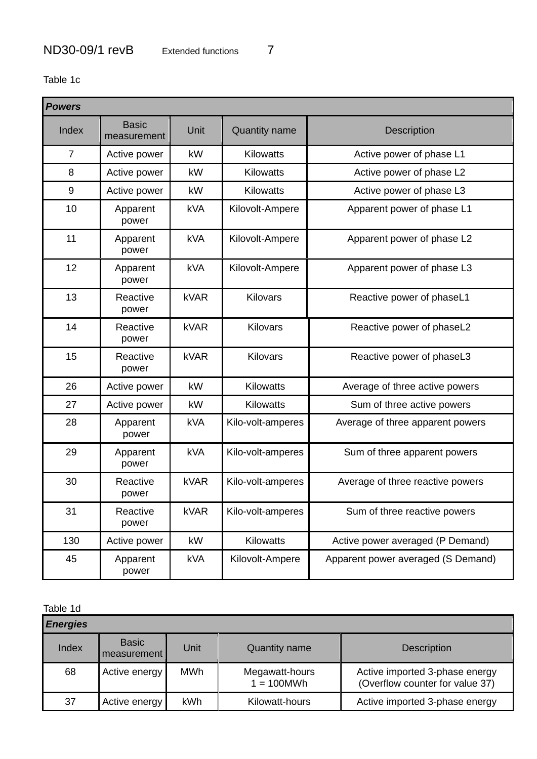Table 1c

| **Powers** | | | | |
|---|---|---|---|---|
| Index | Basic measurement | Unit | Quantity name | Description |
| 7 | Active power | kW | Kilowatts | Active power of phase L1 |
| 8 | Active power | kW | Kilowatts | Active power of phase L2 |
| 9 | Active power | kW | Kilowatts | Active power of phase L3 |
| 10 | Apparent power | kVA | Kilovolt-Ampere | Apparent power of phase L1 |
| 11 | Apparent power | kVA | Kilovolt-Ampere | Apparent power of phase L2 |
| 12 | Apparent power | kVA | Kilovolt-Ampere | Apparent power of phase L3 |
| 13 | Reactive power | kVAR | Kilovars | Reactive power of phaseL1 |
| 14 | Reactive power | kVAR | Kilovars | Reactive power of phaseL2 |
| 15 | Reactive power | kVAR | Kilovars | Reactive power of phaseL3 |
| 26 | Active power | kW | Kilowatts | Average of three active powers |
| 27 | Active power | kW | Kilowatts | Sum of three active powers |
| 28 | Apparent power | kVA | Kilo-volt-amperes | Average of three apparent powers |
| 29 | Apparent power | kVA | Kilo-volt-amperes | Sum of three apparent powers |
| 30 | Reactive power | kVAR | Kilo-volt-amperes | Average of three reactive powers |
| 31 | Reactive power | kVAR | Kilo-volt-amperes | Sum of three reactive powers |
| 130 | Active power | kW | Kilowatts | Active power averaged (P Demand) |
| 45 | Apparent power | kVA | Kilovolt-Ampere | Apparent power averaged (S Demand) |

Table 1d

| **Energies** | | | | |
|---|---|---|---|---|
| Index | Basic measurement | Unit | Quantity name | Description |
| 68 | Active energy | MWh | Megawatt-hours<br>1 = 100MWh | Active imported 3-phase energy<br>(Overflow counter for value 37) |
| 37 | Active energy | kWh | Kilowatt-hours | Active imported 3-phase energy |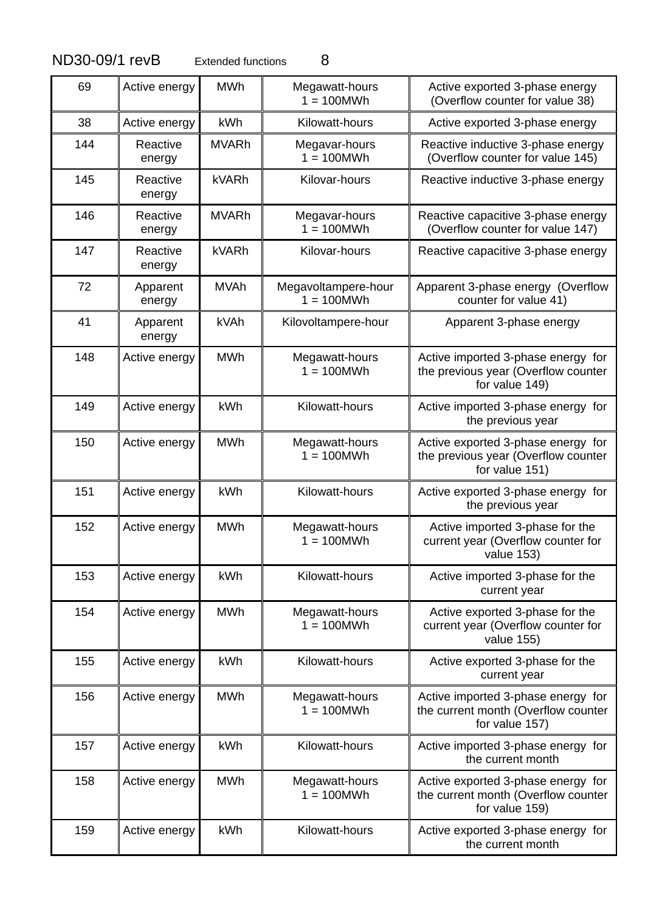| 69 | Active energy | MWh | Megawatt-hours 1 = 100MWh | Active exported 3-phase energy (Overflow counter for value 38) |
|---|---|---|---|---|
| 38 | Active energy | kWh | Kilowatt-hours | Active exported 3-phase energy |
| 144 | Reactive energy | MVARh | Megavar-hours 1 = 100MWh | Reactive inductive 3-phase energy (Overflow counter for value 145) |
| 145 | Reactive energy | kVARh | Kilovar-hours | Reactive inductive 3-phase energy |
| 146 | Reactive energy | MVARh | Megavar-hours 1 = 100MWh | Reactive capacitive 3-phase energy (Overflow counter for value 147) |
| 147 | Reactive energy | kVARh | Kilovar-hours | Reactive capacitive 3-phase energy |
| 72 | Apparent energy | MVAh | Megavoltampere-hour 1 = 100MWh | Apparent 3-phase energy (Overflow counter for value 41) |
| 41 | Apparent energy | kVAh | Kilovoltampere-hour | Apparent 3-phase energy |
| 148 | Active energy | MWh | Megawatt-hours 1 = 100MWh | Active imported 3-phase energy for the previous year (Overflow counter for value 149) |
| 149 | Active energy | kWh | Kilowatt-hours | Active imported 3-phase energy for the previous year |
| 150 | Active energy | MWh | Megawatt-hours 1 = 100MWh | Active exported 3-phase energy for the previous year (Overflow counter for value 151) |
| 151 | Active energy | kWh | Kilowatt-hours | Active exported 3-phase energy for the previous year |
| 152 | Active energy | MWh | Megawatt-hours 1 = 100MWh | Active imported 3-phase for the current year (Overflow counter for value 153) |
| 153 | Active energy | kWh | Kilowatt-hours | Active imported 3-phase for the current year |
| 154 | Active energy | MWh | Megawatt-hours 1 = 100MWh | Active exported 3-phase for the current year (Overflow counter for value 155) |
| 155 | Active energy | kWh | Kilowatt-hours | Active exported 3-phase for the current year |
| 156 | Active energy | MWh | Megawatt-hours 1 = 100MWh | Active imported 3-phase energy for the current month (Overflow counter for value 157) |
| 157 | Active energy | kWh | Kilowatt-hours | Active imported 3-phase energy for the current month |
| 158 | Active energy | MWh | Megawatt-hours 1 = 100MWh | Active exported 3-phase energy for the current month (Overflow counter for value 159) |
| 159 | Active energy | kWh | Kilowatt-hours | Active exported 3-phase energy for the current month |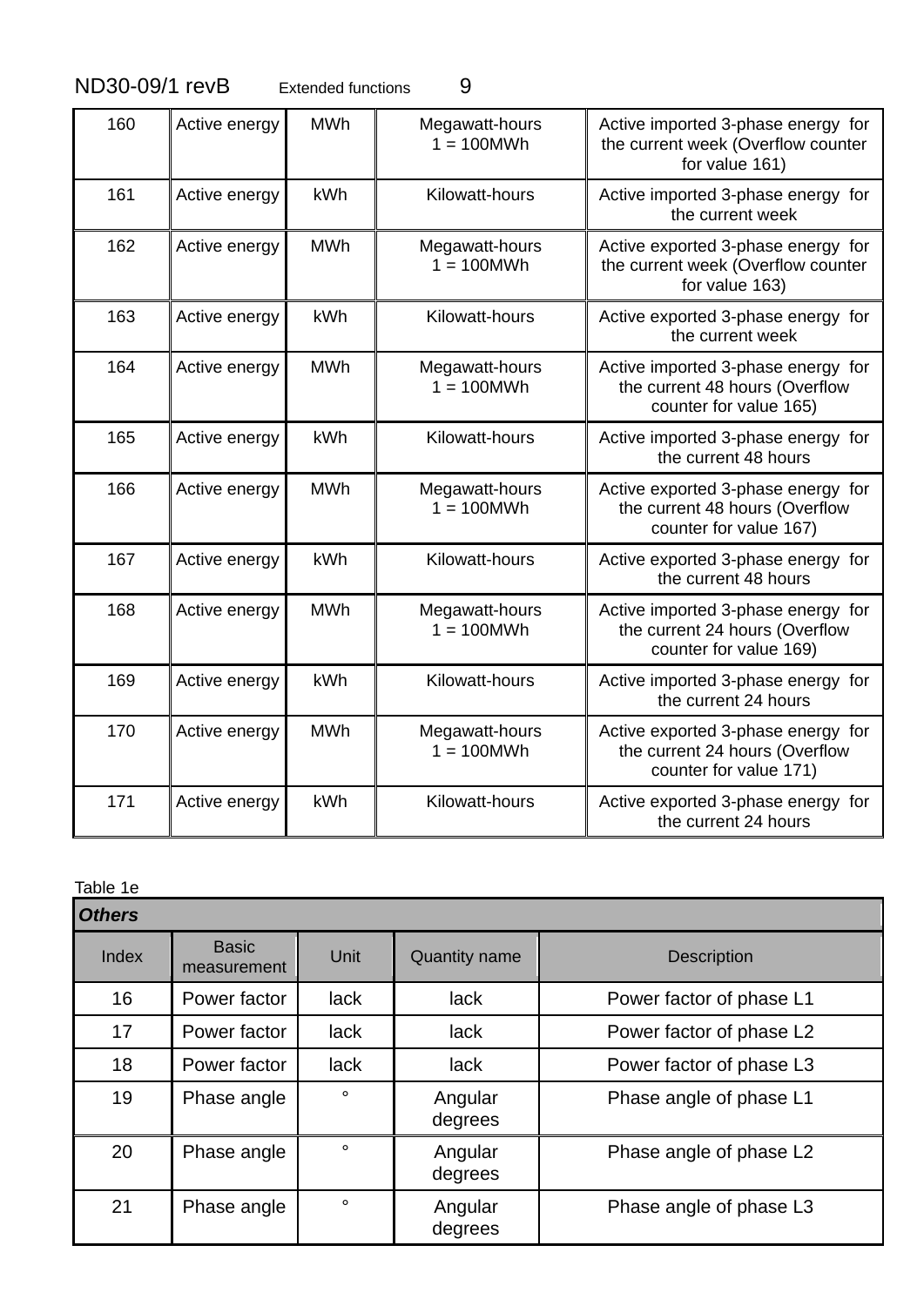| 160 | Active energy | MWh | Megawatt-hours 1 = 100MWh | Active imported 3-phase energy for the current week (Overflow counter for value 161) |
|---|---|---|---|---|
| 161 | Active energy | kWh | Kilowatt-hours | Active imported 3-phase energy for the current week |
| 162 | Active energy | MWh | Megawatt-hours 1 = 100MWh | Active exported 3-phase energy for the current week (Overflow counter for value 163) |
| 163 | Active energy | kWh | Kilowatt-hours | Active exported 3-phase energy for the current week |
| 164 | Active energy | MWh | Megawatt-hours 1 = 100MWh | Active imported 3-phase energy for the current 48 hours (Overflow counter for value 165) |
| 165 | Active energy | kWh | Kilowatt-hours | Active imported 3-phase energy for the current 48 hours |
| 166 | Active energy | MWh | Megawatt-hours 1 = 100MWh | Active exported 3-phase energy for the current 48 hours (Overflow counter for value 167) |
| 167 | Active energy | kWh | Kilowatt-hours | Active exported 3-phase energy for the current 48 hours |
| 168 | Active energy | MWh | Megawatt-hours 1 = 100MWh | Active imported 3-phase energy for the current 24 hours (Overflow counter for value 169) |
| 169 | Active energy | kWh | Kilowatt-hours | Active imported 3-phase energy for the current 24 hours |
| 170 | Active energy | MWh | Megawatt-hours 1 = 100MWh | Active exported 3-phase energy for the current 24 hours (Overflow counter for value 171) |
| 171 | Active energy | kWh | Kilowatt-hours | Active exported 3-phase energy for the current 24 hours |

Table 1e

| ***Others*** | | | | |
|---|---|---|---|---|
| Index | Basic measurement | Unit | Quantity name | Description |
| 16 | Power factor | lack | lack | Power factor of phase L1 |
| 17 | Power factor | lack | lack | Power factor of phase L2 |
| 18 | Power factor | lack | lack | Power factor of phase L3 |
| 19 | Phase angle | ° | Angular degrees | Phase angle of phase L1 |
| 20 | Phase angle | ° | Angular degrees | Phase angle of phase L2 |
| 21 | Phase angle | ° | Angular degrees | Phase angle of phase L3 |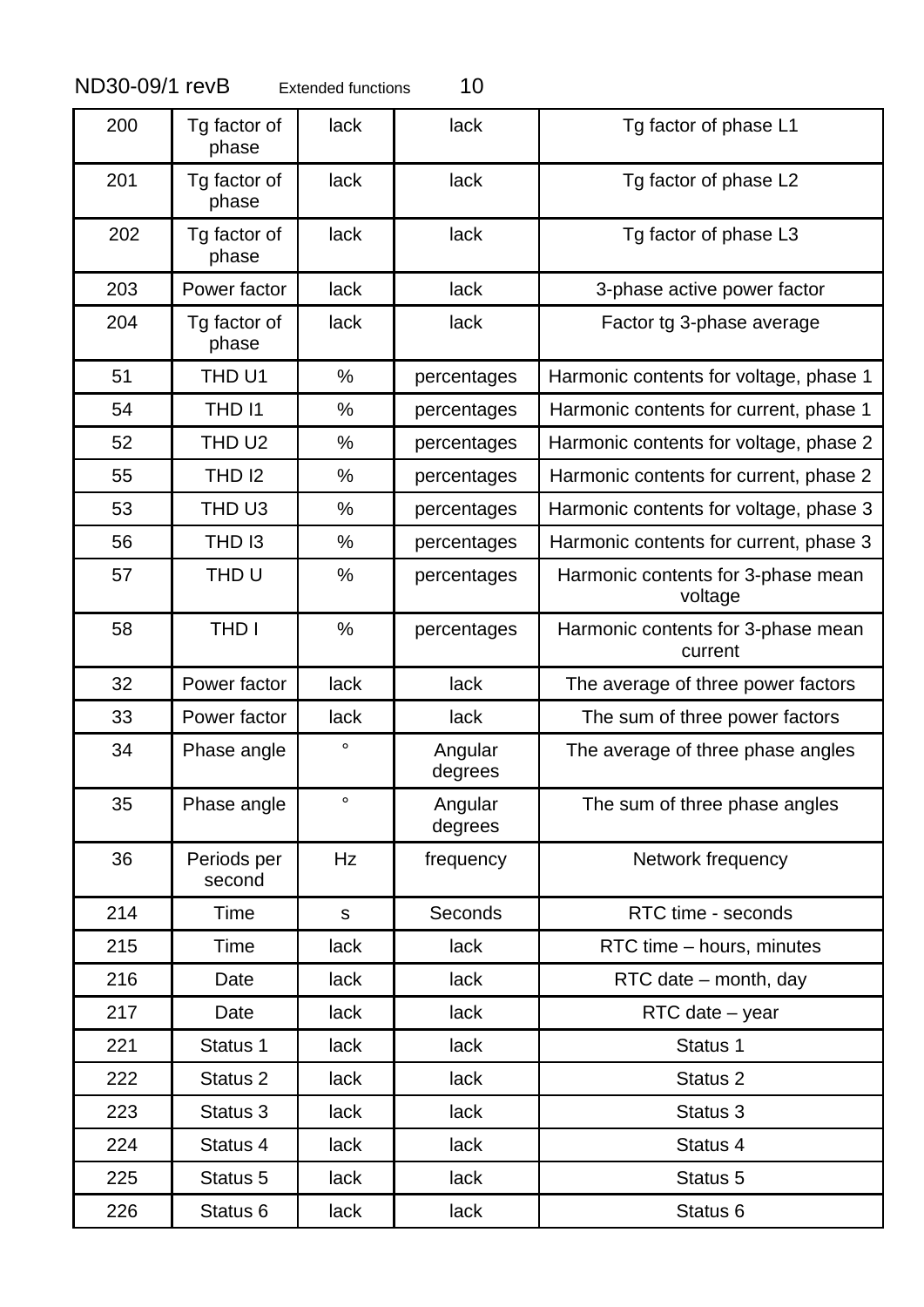| 200 | Tg factor of phase | lack | lack | Tg factor of phase L1 |
|---|---|---|---|---|
| 201 | Tg factor of phase | lack | lack | Tg factor of phase L2 |
| 202 | Tg factor of phase | lack | lack | Tg factor of phase L3 |
| 203 | Power factor | lack | lack | 3-phase active power factor |
| 204 | Tg factor of phase | lack | lack | Factor tg 3-phase average |
| 51 | THD U1 | % | percentages | Harmonic contents for voltage, phase 1 |
| 54 | THD I1 | % | percentages | Harmonic contents for current, phase 1 |
| 52 | THD U2 | % | percentages | Harmonic contents for voltage, phase 2 |
| 55 | THD I2 | % | percentages | Harmonic contents for current, phase 2 |
| 53 | THD U3 | % | percentages | Harmonic contents for voltage, phase 3 |
| 56 | THD I3 | % | percentages | Harmonic contents for current, phase 3 |
| 57 | THD U | % | percentages | Harmonic contents for 3-phase mean voltage |
| 58 | THD I | % | percentages | Harmonic contents for 3-phase mean current |
| 32 | Power factor | lack | lack | The average of three power factors |
| 33 | Power factor | lack | lack | The sum of three power factors |
| 34 | Phase angle | ° | Angular degrees | The average of three phase angles |
| 35 | Phase angle | ° | Angular degrees | The sum of three phase angles |
| 36 | Periods per second | Hz | frequency | Network frequency |
| 214 | Time | s | Seconds | RTC time - seconds |
| 215 | Time | lack | lack | RTC time – hours, minutes |
| 216 | Date | lack | lack | RTC date – month, day |
| 217 | Date | lack | lack | RTC date – year |
| 221 | Status 1 | lack | lack | Status 1 |
| 222 | Status 2 | lack | lack | Status 2 |
| 223 | Status 3 | lack | lack | Status 3 |
| 224 | Status 4 | lack | lack | Status 4 |
| 225 | Status 5 | lack | lack | Status 5 |
| 226 | Status 6 | lack | lack | Status 6 |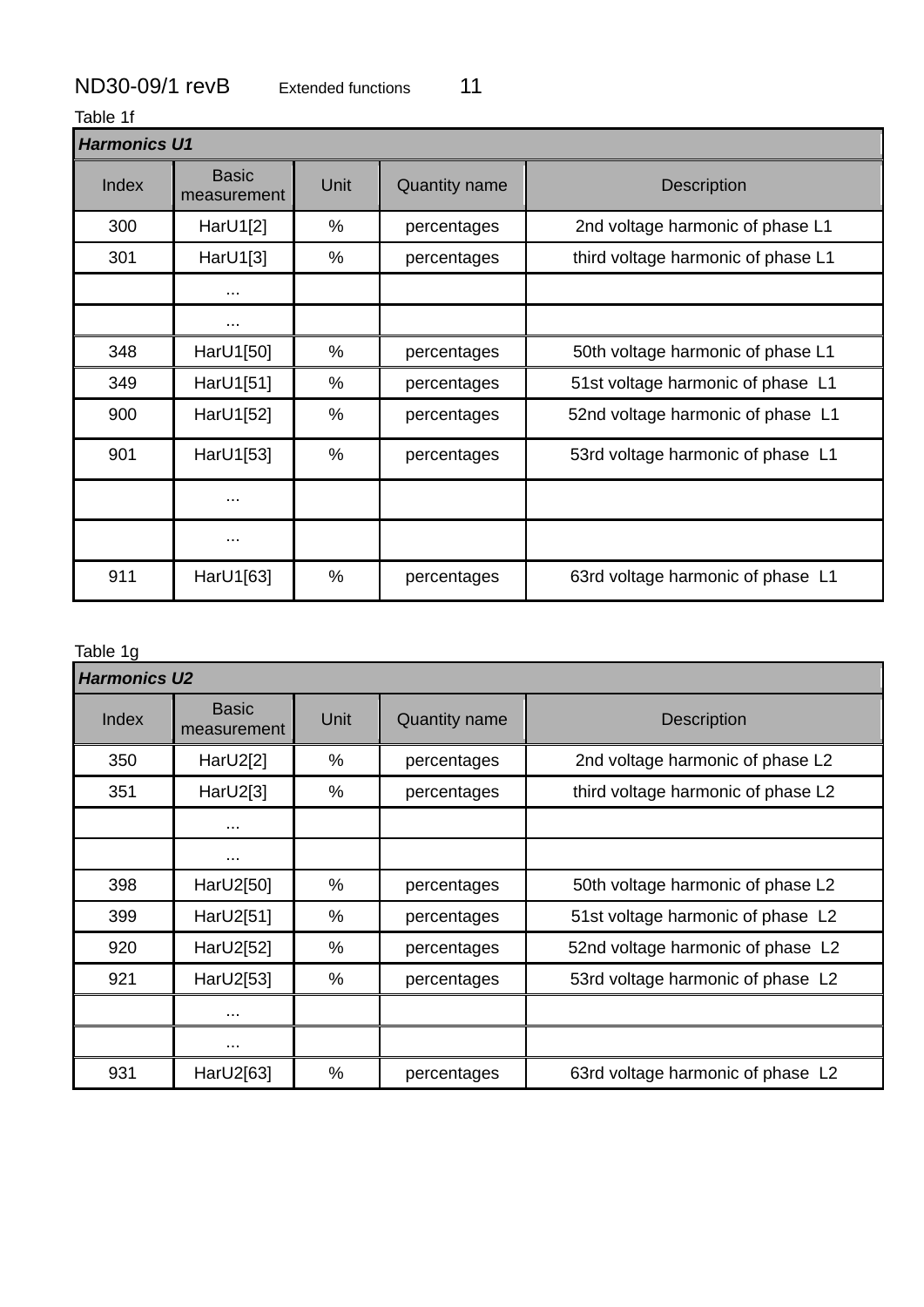Table 1f

| ***Harmonics U1*** | | | | |
|---|---|---|---|---|
| Index | Basic measurement | Unit | Quantity name | Description |
| 300 | HarU1[2] | % | percentages | 2nd voltage harmonic of phase L1 |
| 301 | HarU1[3] | % | percentages | third voltage harmonic of phase L1 |
| | ... | | | |
| | ... | | | |
| 348 | HarU1[50] | % | percentages | 50th voltage harmonic of phase L1 |
| 349 | HarU1[51] | % | percentages | 51st voltage harmonic of phase L1 |
| 900 | HarU1[52] | % | percentages | 52nd voltage harmonic of phase L1 |
| 901 | HarU1[53] | % | percentages | 53rd voltage harmonic of phase L1 |
| | ... | | | |
| | ... | | | |
| 911 | HarU1[63] | % | percentages | 63rd voltage harmonic of phase L1 |

Table 1g

| ***Harmonics U2*** | | | | |
|---|---|---|---|---|
| Index | Basic measurement | Unit | Quantity name | Description |
| 350 | HarU2[2] | % | percentages | 2nd voltage harmonic of phase L2 |
| 351 | HarU2[3] | % | percentages | third voltage harmonic of phase L2 |
| | ... | | | |
| | ... | | | |
| 398 | HarU2[50] | % | percentages | 50th voltage harmonic of phase L2 |
| 399 | HarU2[51] | % | percentages | 51st voltage harmonic of phase L2 |
| 920 | HarU2[52] | % | percentages | 52nd voltage harmonic of phase L2 |
| 921 | HarU2[53] | % | percentages | 53rd voltage harmonic of phase L2 |
| | ... | | | |
| | ... | | | |
| 931 | HarU2[63] | % | percentages | 63rd voltage harmonic of phase L2 |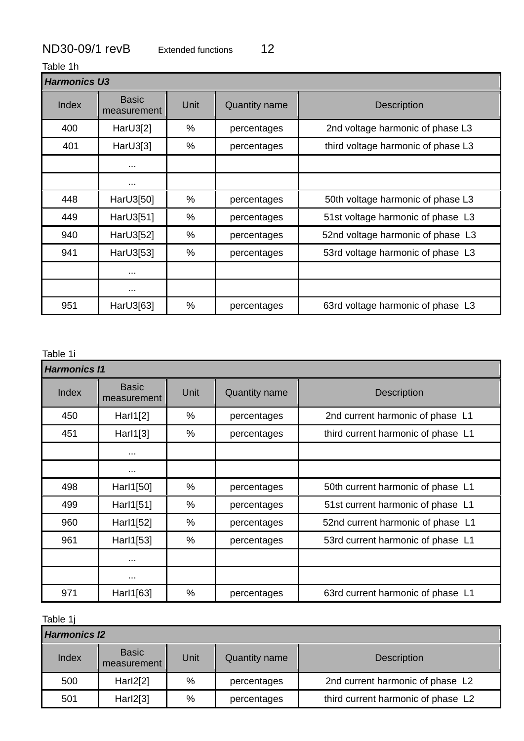Table 1h

| ***Harmonics U3*** | | | | |
|---|---|---|---|---|
| Index | Basic measurement | Unit | Quantity name | Description |
| 400 | HarU3[2] | % | percentages | 2nd voltage harmonic of phase L3 |
| 401 | HarU3[3] | % | percentages | third voltage harmonic of phase L3 |
| | ... | | | |
| | ... | | | |
| 448 | HarU3[50] | % | percentages | 50th voltage harmonic of phase L3 |
| 449 | HarU3[51] | % | percentages | 51st voltage harmonic of phase L3 |
| 940 | HarU3[52] | % | percentages | 52nd voltage harmonic of phase L3 |
| 941 | HarU3[53] | % | percentages | 53rd voltage harmonic of phase L3 |
| | ... | | | |
| | ... | | | |
| 951 | HarU3[63] | % | percentages | 63rd voltage harmonic of phase L3 |

Table 1i

| ***Harmonics I1*** | | | | |
|---|---|---|---|---|
| Index | Basic measurement | Unit | Quantity name | Description |
| 450 | HarI1[2] | % | percentages | 2nd current harmonic of phase L1 |
| 451 | HarI1[3] | % | percentages | third current harmonic of phase L1 |
| | ... | | | |
| | ... | | | |
| 498 | HarI1[50] | % | percentages | 50th current harmonic of phase L1 |
| 499 | HarI1[51] | % | percentages | 51st current harmonic of phase L1 |
| 960 | HarI1[52] | % | percentages | 52nd current harmonic of phase L1 |
| 961 | HarI1[53] | % | percentages | 53rd current harmonic of phase L1 |
| | ... | | | |
| | ... | | | |
| 971 | HarI1[63] | % | percentages | 63rd current harmonic of phase L1 |

Table 1j

| ***Harmonics I2*** | | | | |
|---|---|---|---|---|
| Index | Basic measurement | Unit | Quantity name | Description |
| 500 | HarI2[2] | % | percentages | 2nd current harmonic of phase L2 |
| 501 | HarI2[3] | % | percentages | third current harmonic of phase L2 |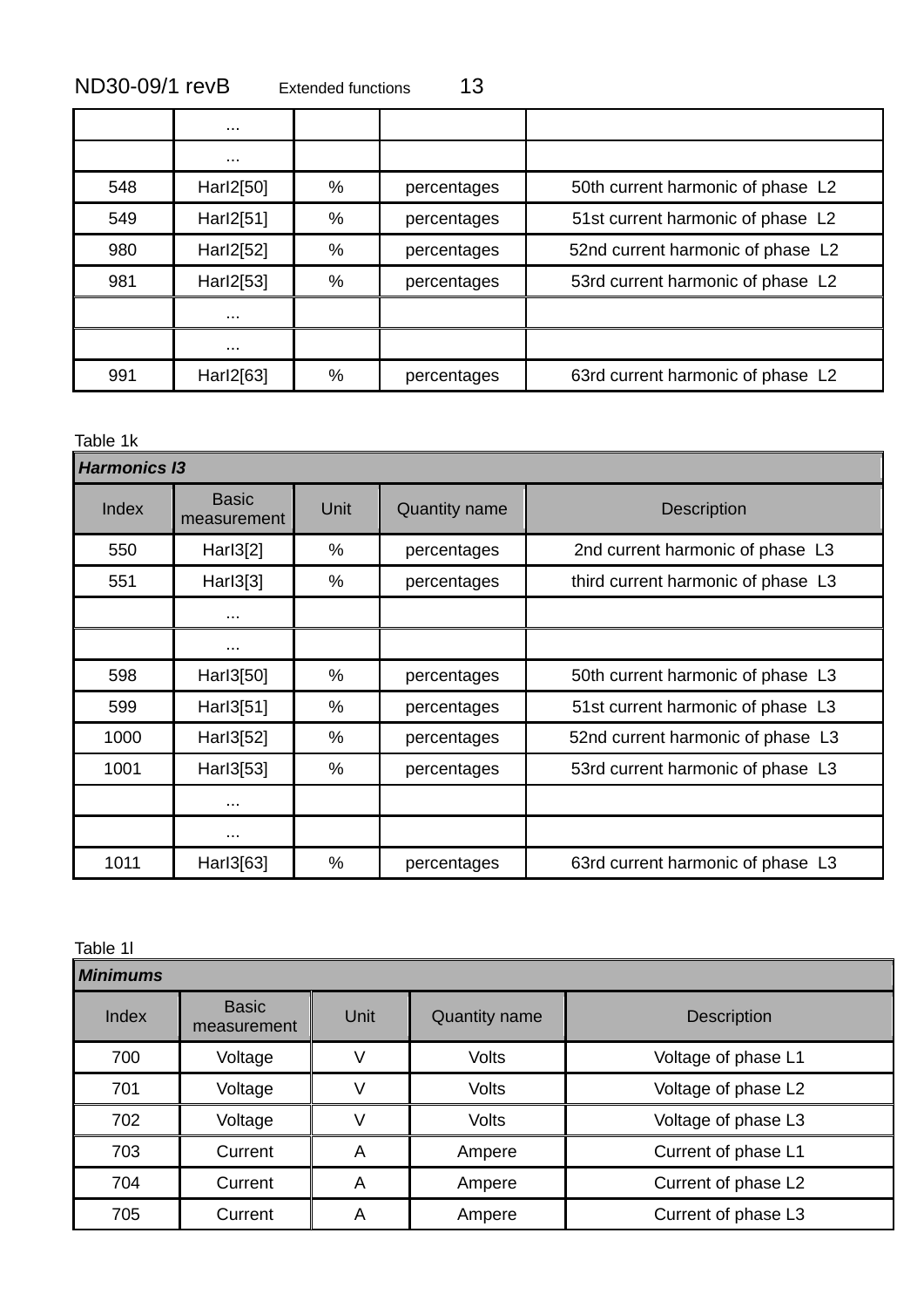| | ... | | | |
|---|---|---|---|---|
| | ... | | | |
| 548 | HarI2[50] | % | percentages | 50th current harmonic of phase L2 |
| 549 | HarI2[51] | % | percentages | 51st current harmonic of phase L2 |
| 980 | HarI2[52] | % | percentages | 52nd current harmonic of phase L2 |
| 981 | HarI2[53] | % | percentages | 53rd current harmonic of phase L2 |
| | ... | | | |
| | ... | | | |
| 991 | HarI2[63] | % | percentages | 63rd current harmonic of phase L2 |

Table 1k

| ***Harmonics I3*** | | | | |
|---|---|---|---|---|
| Index | Basic measurement | Unit | Quantity name | Description |
| 550 | HarI3[2] | % | percentages | 2nd current harmonic of phase L3 |
| 551 | HarI3[3] | % | percentages | third current harmonic of phase L3 |
| | ... | | | |
| | ... | | | |
| 598 | HarI3[50] | % | percentages | 50th current harmonic of phase L3 |
| 599 | HarI3[51] | % | percentages | 51st current harmonic of phase L3 |
| 1000 | HarI3[52] | % | percentages | 52nd current harmonic of phase L3 |
| 1001 | HarI3[53] | % | percentages | 53rd current harmonic of phase L3 |
| | ... | | | |
| | ... | | | |
| 1011 | HarI3[63] | % | percentages | 63rd current harmonic of phase L3 |

Table 1l

| ***Minimums*** | | | | |
|---|---|---|---|---|
| Index | Basic measurement | Unit | Quantity name | Description |
| 700 | Voltage | V | Volts | Voltage of phase L1 |
| 701 | Voltage | V | Volts | Voltage of phase L2 |
| 702 | Voltage | V | Volts | Voltage of phase L3 |
| 703 | Current | A | Ampere | Current of phase L1 |
| 704 | Current | A | Ampere | Current of phase L2 |
| 705 | Current | A | Ampere | Current of phase L3 |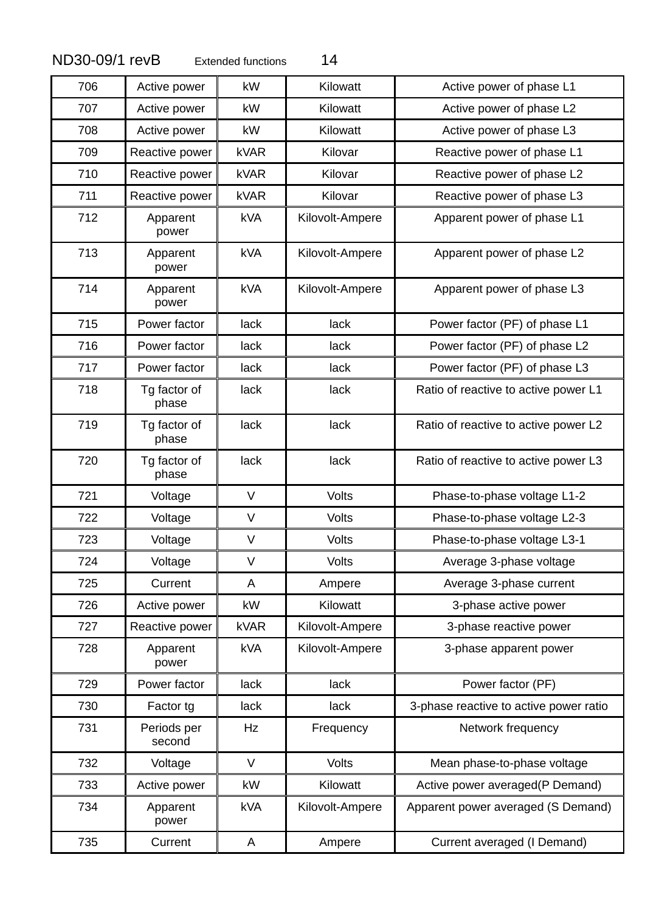| 706 | Active power | kW | Kilowatt | Active power of phase L1 |
|---|---|---|---|---|
| 707 | Active power | kW | Kilowatt | Active power of phase L2 |
| 708 | Active power | kW | Kilowatt | Active power of phase L3 |
| 709 | Reactive power | kVAR | Kilovar | Reactive power of phase L1 |
| 710 | Reactive power | kVAR | Kilovar | Reactive power of phase L2 |
| 711 | Reactive power | kVAR | Kilovar | Reactive power of phase L3 |
| 712 | Apparent power | kVA | Kilovolt-Ampere | Apparent power of phase L1 |
| 713 | Apparent power | kVA | Kilovolt-Ampere | Apparent power of phase L2 |
| 714 | Apparent power | kVA | Kilovolt-Ampere | Apparent power of phase L3 |
| 715 | Power factor | lack | lack | Power factor (PF) of phase L1 |
| 716 | Power factor | lack | lack | Power factor (PF) of phase L2 |
| 717 | Power factor | lack | lack | Power factor (PF) of phase L3 |
| 718 | Tg factor of phase | lack | lack | Ratio of reactive to active power L1 |
| 719 | Tg factor of phase | lack | lack | Ratio of reactive to active power L2 |
| 720 | Tg factor of phase | lack | lack | Ratio of reactive to active power L3 |
| 721 | Voltage | V | Volts | Phase-to-phase voltage L1-2 |
| 722 | Voltage | V | Volts | Phase-to-phase voltage L2-3 |
| 723 | Voltage | V | Volts | Phase-to-phase voltage L3-1 |
| 724 | Voltage | V | Volts | Average 3-phase voltage |
| 725 | Current | A | Ampere | Average 3-phase current |
| 726 | Active power | kW | Kilowatt | 3-phase active power |
| 727 | Reactive power | kVAR | Kilovolt-Ampere | 3-phase reactive power |
| 728 | Apparent power | kVA | Kilovolt-Ampere | 3-phase apparent power |
| 729 | Power factor | lack | lack | Power factor (PF) |
| 730 | Factor tg | lack | lack | 3-phase reactive to active power ratio |
| 731 | Periods per second | Hz | Frequency | Network frequency |
| 732 | Voltage | V | Volts | Mean phase-to-phase voltage |
| 733 | Active power | kW | Kilowatt | Active power averaged(P Demand) |
| 734 | Apparent power | kVA | Kilovolt-Ampere | Apparent power averaged (S Demand) |
| 735 | Current | A | Ampere | Current averaged (I Demand) |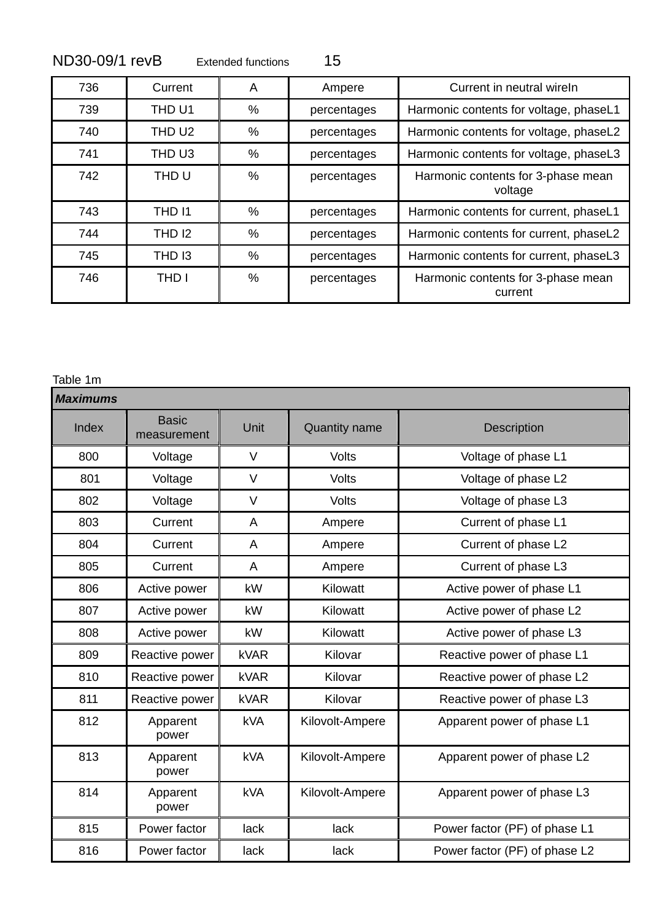| | | | | |
|---|---|---|---|---|
| 736 | Current | A | Ampere | Current in neutral wireIn |
| 739 | THD U1 | % | percentages | Harmonic contents for voltage, phaseL1 |
| 740 | THD U2 | % | percentages | Harmonic contents for voltage, phaseL2 |
| 741 | THD U3 | % | percentages | Harmonic contents for voltage, phaseL3 |
| 742 | THD U | % | percentages | Harmonic contents for 3-phase mean voltage |
| 743 | THD I1 | % | percentages | Harmonic contents for current, phaseL1 |
| 744 | THD I2 | % | percentages | Harmonic contents for current, phaseL2 |
| 745 | THD I3 | % | percentages | Harmonic contents for current, phaseL3 |
| 746 | THD I | % | percentages | Harmonic contents for 3-phase mean current |

Table 1m

| ***Maximums*** | | | | |
|---|---|---|---|---|
| Index | Basic measurement | Unit | Quantity name | Description |
| 800 | Voltage | V | Volts | Voltage of phase L1 |
| 801 | Voltage | V | Volts | Voltage of phase L2 |
| 802 | Voltage | V | Volts | Voltage of phase L3 |
| 803 | Current | A | Ampere | Current of phase L1 |
| 804 | Current | A | Ampere | Current of phase L2 |
| 805 | Current | A | Ampere | Current of phase L3 |
| 806 | Active power | kW | Kilowatt | Active power of phase L1 |
| 807 | Active power | kW | Kilowatt | Active power of phase L2 |
| 808 | Active power | kW | Kilowatt | Active power of phase L3 |
| 809 | Reactive power | kVAR | Kilovar | Reactive power of phase L1 |
| 810 | Reactive power | kVAR | Kilovar | Reactive power of phase L2 |
| 811 | Reactive power | kVAR | Kilovar | Reactive power of phase L3 |
| 812 | Apparent power | kVA | Kilovolt-Ampere | Apparent power of phase L1 |
| 813 | Apparent power | kVA | Kilovolt-Ampere | Apparent power of phase L2 |
| 814 | Apparent power | kVA | Kilovolt-Ampere | Apparent power of phase L3 |
| 815 | Power factor | lack | lack | Power factor (PF) of phase L1 |
| 816 | Power factor | lack | lack | Power factor (PF) of phase L2 |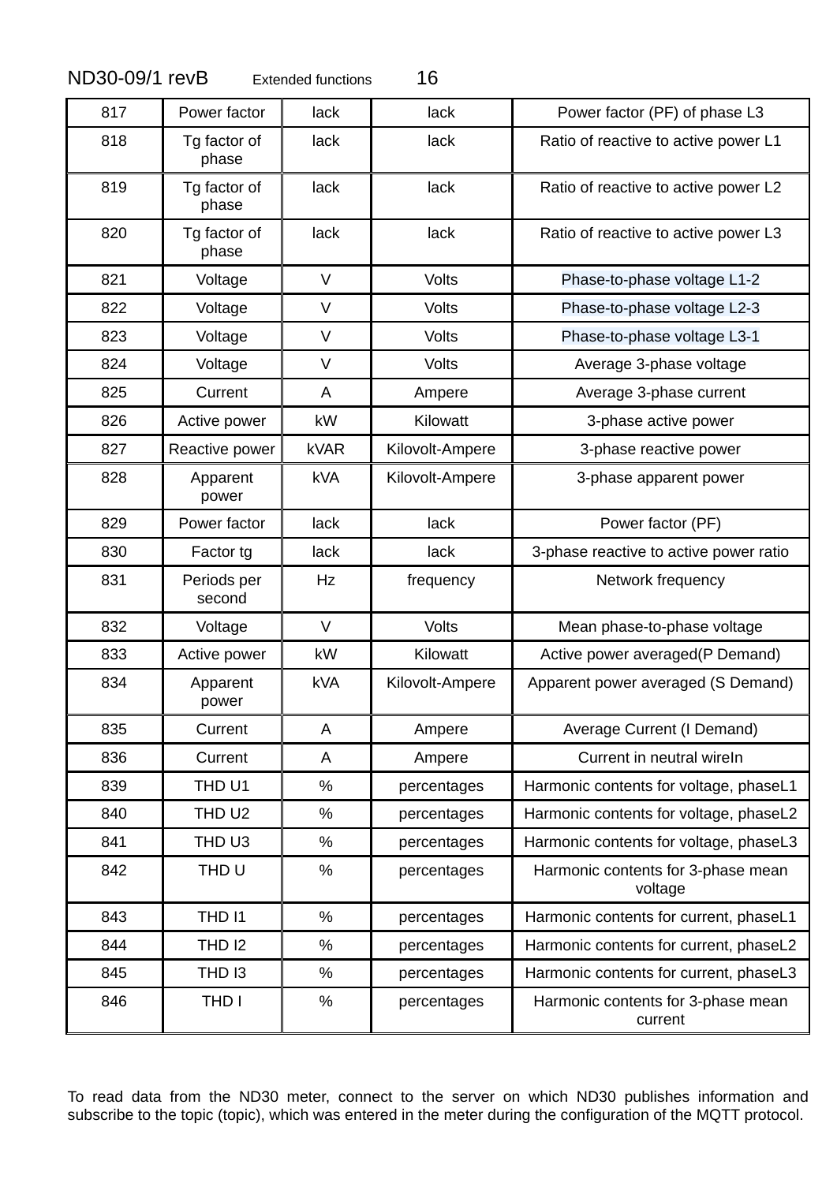| 817 | Power factor | lack | lack | Power factor (PF) of phase L3 |
|---|---|---|---|---|
| 818 | Tg factor of phase | lack | lack | Ratio of reactive to active power L1 |
| 819 | Tg factor of phase | lack | lack | Ratio of reactive to active power L2 |
| 820 | Tg factor of phase | lack | lack | Ratio of reactive to active power L3 |
| 821 | Voltage | V | Volts | Phase-to-phase voltage L1-2 |
| 822 | Voltage | V | Volts | Phase-to-phase voltage L2-3 |
| 823 | Voltage | V | Volts | Phase-to-phase voltage L3-1 |
| 824 | Voltage | V | Volts | Average 3-phase voltage |
| 825 | Current | A | Ampere | Average 3-phase current |
| 826 | Active power | kW | Kilowatt | 3-phase active power |
| 827 | Reactive power | kVAR | Kilovolt-Ampere | 3-phase reactive power |
| 828 | Apparent power | kVA | Kilovolt-Ampere | 3-phase apparent power |
| 829 | Power factor | lack | lack | Power factor (PF) |
| 830 | Factor tg | lack | lack | 3-phase reactive to active power ratio |
| 831 | Periods per second | Hz | frequency | Network frequency |
| 832 | Voltage | V | Volts | Mean phase-to-phase voltage |
| 833 | Active power | kW | Kilowatt | Active power averaged(P Demand) |
| 834 | Apparent power | kVA | Kilovolt-Ampere | Apparent power averaged (S Demand) |
| 835 | Current | A | Ampere | Average Current (I Demand) |
| 836 | Current | A | Ampere | Current in neutral wireIn |
| 839 | THD U1 | % | percentages | Harmonic contents for voltage, phaseL1 |
| 840 | THD U2 | % | percentages | Harmonic contents for voltage, phaseL2 |
| 841 | THD U3 | % | percentages | Harmonic contents for voltage, phaseL3 |
| 842 | THD U | % | percentages | Harmonic contents for 3-phase mean voltage |
| 843 | THD I1 | % | percentages | Harmonic contents for current, phaseL1 |
| 844 | THD I2 | % | percentages | Harmonic contents for current, phaseL2 |
| 845 | THD I3 | % | percentages | Harmonic contents for current, phaseL3 |
| 846 | THD I | % | percentages | Harmonic contents for 3-phase mean current |

To read data from the ND30 meter, connect to the server on which ND30 publishes information and subscribe to the topic (topic), which was entered in the meter during the configuration of the MQTT protocol.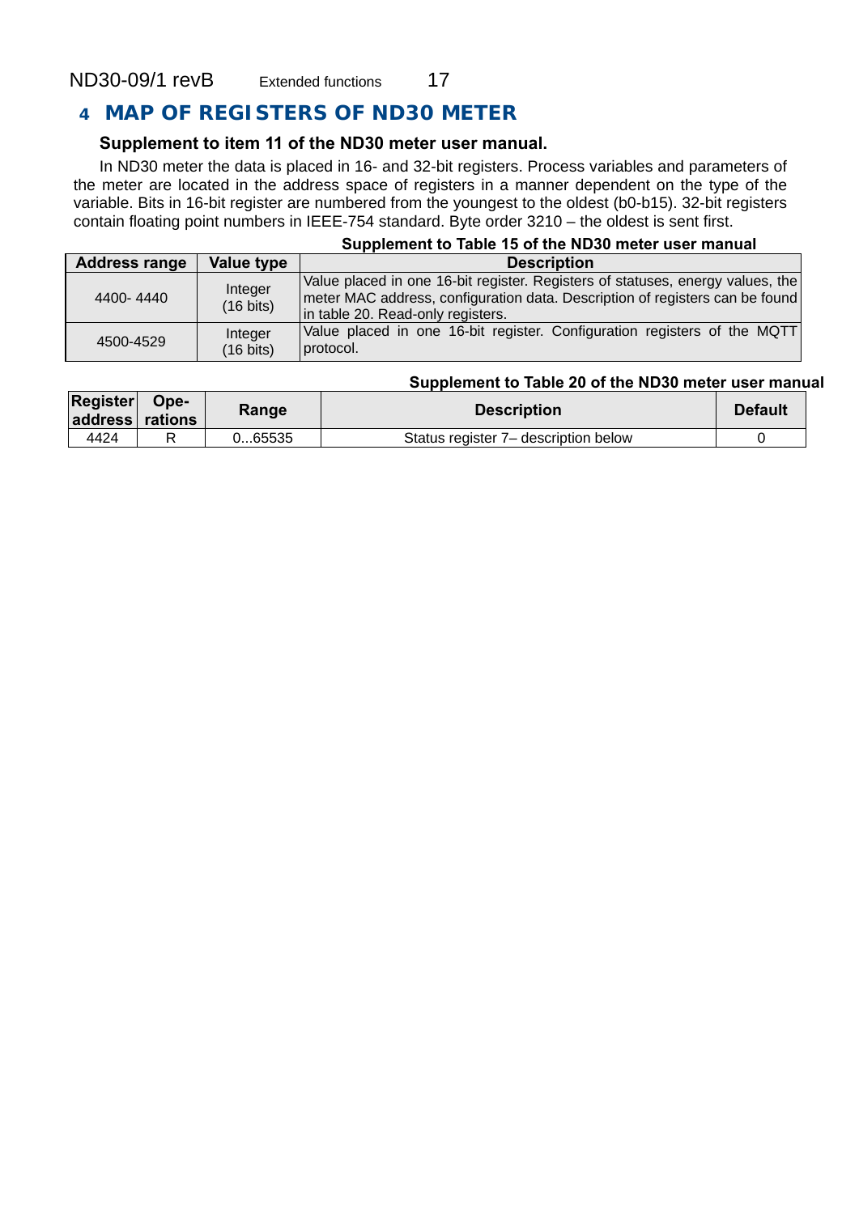# 4 MAP OF REGISTERS OF ND30 METER

**Supplement to item 11 of the ND30 meter user manual.**

In ND30 meter the data is placed in 16- and 32-bit registers. Process variables and parameters of the meter are located in the address space of registers in a manner dependent on the type of the variable. Bits in 16-bit register are numbered from the youngest to the oldest (b0-b15). 32-bit registers contain floating point numbers in IEEE-754 standard. Byte order 3210 – the oldest is sent first.

**Supplement to Table 15 of the ND30 meter user manual**

| Address range | Value type | Description |
|---|---|---|
| 4400- 4440 | Integer (16 bits) | Value placed in one 16-bit register. Registers of statuses, energy values, the meter MAC address, configuration data. Description of registers can be found in table 20. Read-only registers. |
| 4500-4529 | Integer (16 bits) | Value placed in one 16-bit register. Configuration registers of the MQTT protocol. |

**Supplement to Table 20 of the ND30 meter user manual**

| Register address | Ope-rations | Range | Description | Default |
|---|---|---|---|---|
| 4424 | R | 0...65535 | Status register 7– description below | 0 |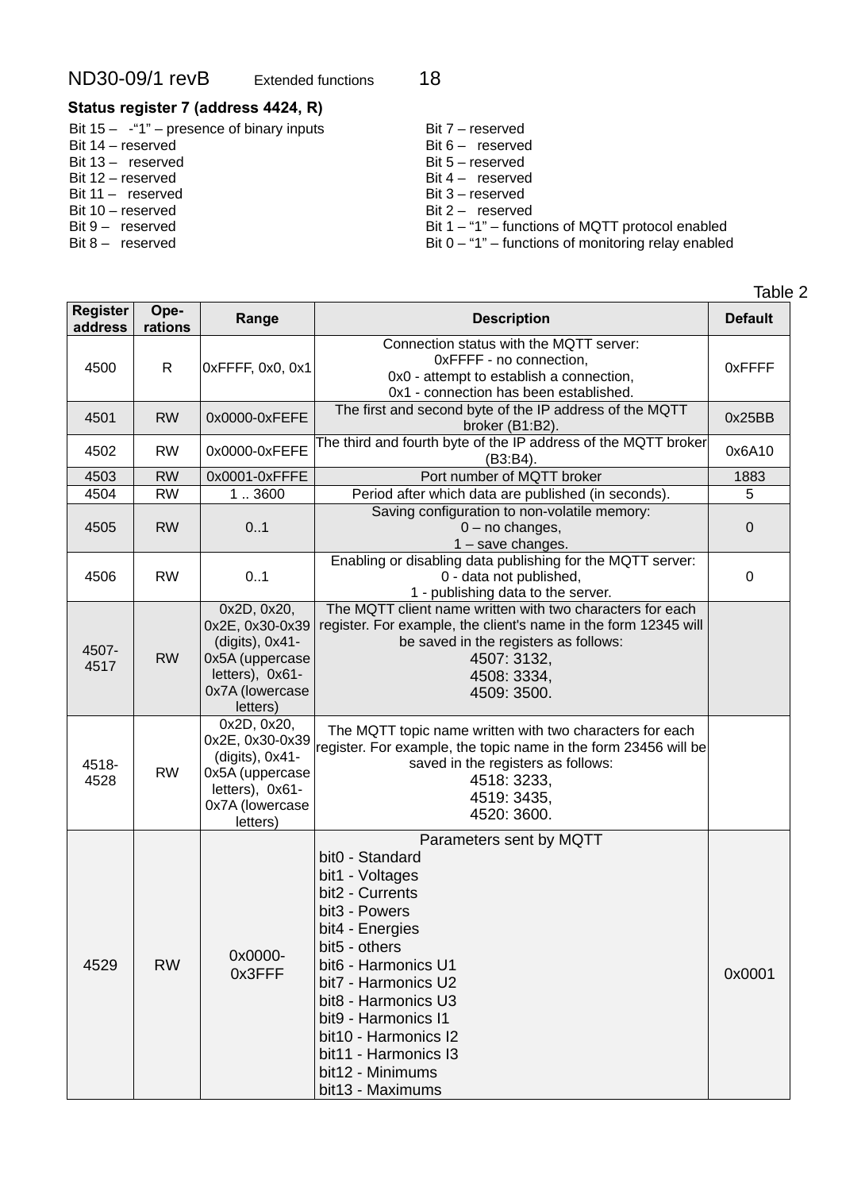### Status register 7 (address 4424, R)

Bit 15 – -"1" – presence of binary inputs
Bit 14 – reserved
Bit 13 – reserved
Bit 12 – reserved
Bit 11 – reserved
Bit 10 – reserved
Bit 9 – reserved
Bit 8 – reserved
Bit 7 – reserved
Bit 6 – reserved
Bit 5 – reserved
Bit 4 – reserved
Bit 3 – reserved
Bit 2 – reserved
Bit 1 – "1" – functions of MQTT protocol enabled
Bit 0 – "1" – functions of monitoring relay enabled

Table 2

| Register address | Ope-rations | Range | Description | Default |
|---|---|---|---|---|
| 4500 | R | 0xFFFF, 0x0, 0x1 | Connection status with the MQTT server:<br>0xFFFF - no connection,<br>0x0 - attempt to establish a connection,<br>0x1 - connection has been established. | 0xFFFF |
| 4501 | RW | 0x0000-0xFEFE | The first and second byte of the IP address of the MQTT broker (B1:B2). | 0x25BB |
| 4502 | RW | 0x0000-0xFEFE | The third and fourth byte of the IP address of the MQTT broker (B3:B4). | 0x6A10 |
| 4503 | RW | 0x0001-0xFFFE | Port number of MQTT broker | 1883 |
| 4504 | RW | 1 .. 3600 | Period after which data are published (in seconds). | 5 |
| 4505 | RW | 0..1 | Saving configuration to non-volatile memory:<br>0 – no changes,<br>1 – save changes. | 0 |
| 4506 | RW | 0..1 | Enabling or disabling data publishing for the MQTT server:<br>0 - data not published,<br>1 - publishing data to the server. | 0 |
| 4507-4517 | RW | 0x2D, 0x20, 0x2E, 0x30-0x39 (digits), 0x41-0x5A (uppercase letters), 0x61-0x7A (lowercase letters) | The MQTT client name written with two characters for each register. For example, the client's name in the form 12345 will be saved in the registers as follows:<br>4507: 3132,<br>4508: 3334,<br>4509: 3500. | |
| 4518-4528 | RW | 0x2D, 0x20, 0x2E, 0x30-0x39 (digits), 0x41-0x5A (uppercase letters), 0x61-0x7A (lowercase letters) | The MQTT topic name written with two characters for each register. For example, the topic name in the form 23456 will be saved in the registers as follows:<br>4518: 3233,<br>4519: 3435,<br>4520: 3600. | |
| 4529 | RW | 0x0000-0x3FFF | Parameters sent by MQTT<br>bit0 - Standard<br>bit1 - Voltages<br>bit2 - Currents<br>bit3 - Powers<br>bit4 - Energies<br>bit5 - others<br>bit6 - Harmonics U1<br>bit7 - Harmonics U2<br>bit8 - Harmonics U3<br>bit9 - Harmonics I1<br>bit10 - Harmonics I2<br>bit11 - Harmonics I3<br>bit12 - Minimums<br>bit13 - Maximums | 0x0001 |